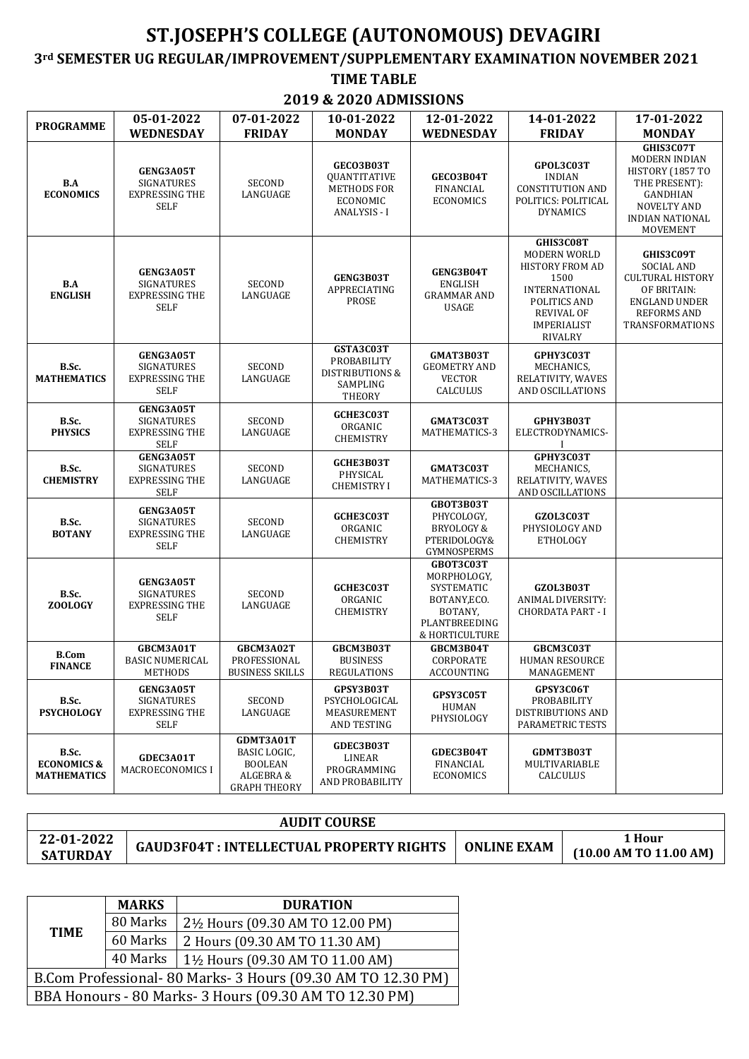# ST.JOSEPH'S COLLEGE (AUTONOMOUS) DEVAGIRI

## 3rd SEMESTER UG REGULAR/IMPROVEMENT/SUPPLEMENTARY EXAMINATION NOVEMBER 2021

## TIME TABLE

## 2019 & 2020 ADMISSIONS

| PROGRAMME | 05-01-2022 WEDNESDAY | 07-01-2022 FRIDAY | 10-01-2022 MONDAY | 12-01-2022 WEDNESDAY | 14-01-2022 FRIDAY | 17-01-2022 MONDAY |
|---|---|---|---|---|---|---|
| **B.A ECONOMICS** | **GENG3A05T** SIGNATURES EXPRESSING THE SELF | SECOND LANGUAGE | **GECO3B03T** QUANTITATIVE METHODS FOR ECONOMIC ANALYSIS - I | **GECO3B04T** FINANCIAL ECONOMICS | **GPOL3C03T** INDIAN CONSTITUTION AND POLITICS: POLITICAL DYNAMICS | **GHIS3C07T** MODERN INDIAN HISTORY (1857 TO THE PRESENT): GANDHIAN NOVELTY AND INDIAN NATIONAL MOVEMENT |
| **B.A ENGLISH** | **GENG3A05T** SIGNATURES EXPRESSING THE SELF | SECOND LANGUAGE | **GENG3B03T** APPRECIATING PROSE | **GENG3B04T** ENGLISH GRAMMAR AND USAGE | **GHIS3C08T** MODERN WORLD HISTORY FROM AD 1500 INTERNATIONAL POLITICS AND REVIVAL OF IMPERIALIST RIVALRY | **GHIS3C09T** SOCIAL AND CULTURAL HISTORY OF BRITAIN: ENGLAND UNDER REFORMS AND TRANSFORMATIONS |
| **B.Sc. MATHEMATICS** | **GENG3A05T** SIGNATURES EXPRESSING THE SELF | SECOND LANGUAGE | **GSTA3C03T** PROBABILITY DISTRIBUTIONS & SAMPLING THEORY | **GMAT3B03T** GEOMETRY AND VECTOR CALCULUS | **GPHY3C03T** MECHANICS, RELATIVITY, WAVES AND OSCILLATIONS | |
| **B.Sc. PHYSICS** | **GENG3A05T** SIGNATURES EXPRESSING THE SELF | SECOND LANGUAGE | **GCHE3C03T** ORGANIC CHEMISTRY | **GMAT3C03T** MATHEMATICS-3 | **GPHY3B03T** ELECTRODYNAMICS-I | |
| **B.Sc. CHEMISTRY** | **GENG3A05T** SIGNATURES EXPRESSING THE SELF | SECOND LANGUAGE | **GCHE3B03T** PHYSICAL CHEMISTRY I | **GMAT3C03T** MATHEMATICS-3 | **GPHY3C03T** MECHANICS, RELATIVITY, WAVES AND OSCILLATIONS | |
| **B.Sc. BOTANY** | **GENG3A05T** SIGNATURES EXPRESSING THE SELF | SECOND LANGUAGE | **GCHE3C03T** ORGANIC CHEMISTRY | **GBOT3B03T** PHYCOLOGY, BRYOLOGY & PTERIDOLOGY& GYMNOSPERMS | **GZOL3C03T** PHYSIOLOGY AND ETHOLOGY | |
| **B.Sc. ZOOLOGY** | **GENG3A05T** SIGNATURES EXPRESSING THE SELF | SECOND LANGUAGE | **GCHE3C03T** ORGANIC CHEMISTRY | **GBOT3C03T** MORPHOLOGY, SYSTEMATIC BOTANY,ECO. BOTANY, PLANTBREEDING & HORTICULTURE | **GZOL3B03T** ANIMAL DIVERSITY: CHORDATA PART - I | |
| **B.Com FINANCE** | **GBCM3A01T** BASIC NUMERICAL METHODS | **GBCM3A02T** PROFESSIONAL BUSINESS SKILLS | **GBCM3B03T** BUSINESS REGULATIONS | **GBCM3B04T** CORPORATE ACCOUNTING | **GBCM3C03T** HUMAN RESOURCE MANAGEMENT | |
| **B.Sc. PSYCHOLOGY** | **GENG3A05T** SIGNATURES EXPRESSING THE SELF | SECOND LANGUAGE | **GPSY3B03T** PSYCHOLOGICAL MEASUREMENT AND TESTING | **GPSY3C05T** HUMAN PHYSIOLOGY | **GPSY3C06T** PROBABILITY DISTRIBUTIONS AND PARAMETRIC TESTS | |
| **B.Sc. ECONOMICS & MATHEMATICS** | **GDEC3A01T** MACROECONOMICS I | **GDMT3A01T** BASIC LOGIC, BOOLEAN ALGEBRA & GRAPH THEORY | **GDEC3B03T** LINEAR PROGRAMMING AND PROBABILITY | **GDEC3B04T** FINANCIAL ECONOMICS | **GDMT3B03T** MULTIVARIABLE CALCULUS | |

| AUDIT COURSE | | | |
|---|---|---|---|
| **22-01-2022 SATURDAY** | **GAUD3F04T : INTELLECTUAL PROPERTY RIGHTS** | **ONLINE EXAM** | **1 Hour (10.00 AM TO 11.00 AM)** |

| | MARKS | DURATION |
|---|---|---|
| **TIME** | 80 Marks | 2½ Hours (09.30 AM TO 12.00 PM) |
| | 60 Marks | 2 Hours (09.30 AM TO 11.30 AM) |
| | 40 Marks | 1½ Hours (09.30 AM TO 11.00 AM) |
| B.Com Professional- 80 Marks- 3 Hours (09.30 AM TO 12.30 PM) | | |
| BBA Honours - 80 Marks- 3 Hours (09.30 AM TO 12.30 PM) | | |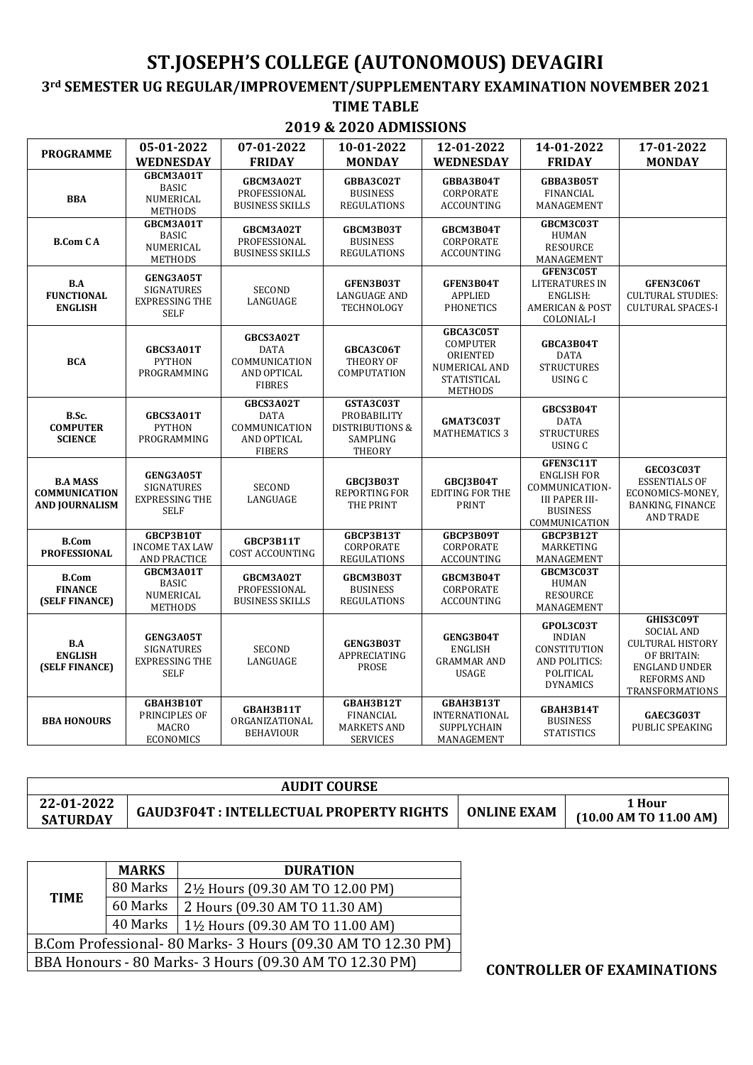# ST.JOSEPH'S COLLEGE (AUTONOMOUS) DEVAGIRI

## 3rd SEMESTER UG REGULAR/IMPROVEMENT/SUPPLEMENTARY EXAMINATION NOVEMBER 2021

## TIME TABLE

## 2019 & 2020 ADMISSIONS

| PROGRAMME | 05-01-2022 WEDNESDAY | 07-01-2022 FRIDAY | 10-01-2022 MONDAY | 12-01-2022 WEDNESDAY | 14-01-2022 FRIDAY | 17-01-2022 MONDAY |
|---|---|---|---|---|---|---|
| **BBA** | **GBCM3A01T** BASIC NUMERICAL METHODS | **GBCM3A02T** PROFESSIONAL BUSINESS SKILLS | **GBBA3C02T** BUSINESS REGULATIONS | **GBBA3B04T** CORPORATE ACCOUNTING | **GBBA3B05T** FINANCIAL MANAGEMENT | |
| **B.Com C A** | **GBCM3A01T** BASIC NUMERICAL METHODS | **GBCM3A02T** PROFESSIONAL BUSINESS SKILLS | **GBCM3B03T** BUSINESS REGULATIONS | **GBCM3B04T** CORPORATE ACCOUNTING | **GBCM3C03T** HUMAN RESOURCE MANAGEMENT | |
| **B.A FUNCTIONAL ENGLISH** | **GENG3A05T** SIGNATURES EXPRESSING THE SELF | SECOND LANGUAGE | **GFEN3B03T** LANGUAGE AND TECHNOLOGY | **GFEN3B04T** APPLIED PHONETICS | **GFEN3C05T** LITERATURES IN ENGLISH: AMERICAN & POST COLONIAL-I | **GFEN3C06T** CULTURAL STUDIES: CULTURAL SPACES-I |
| **BCA** | **GBCS3A01T** PYTHON PROGRAMMING | **GBCS3A02T** DATA COMMUNICATION AND OPTICAL FIBRES | **GBCA3C06T** THEORY OF COMPUTATION | **GBCA3C05T** COMPUTER ORIENTED NUMERICAL AND STATISTICAL METHODS | **GBCA3B04T** DATA STRUCTURES USING C | |
| **B.Sc. COMPUTER SCIENCE** | **GBCS3A01T** PYTHON PROGRAMMING | **GBCS3A02T** DATA COMMUNICATION AND OPTICAL FIBERS | **GSTA3C03T** PROBABILITY DISTRIBUTIONS & SAMPLING THEORY | **GMAT3C03T** MATHEMATICS 3 | **GBCS3B04T** DATA STRUCTURES USING C | |
| **B.A MASS COMMUNICATION AND JOURNALISM** | **GENG3A05T** SIGNATURES EXPRESSING THE SELF | SECOND LANGUAGE | **GBCJ3B03T** REPORTING FOR THE PRINT | **GBCJ3B04T** EDITING FOR THE PRINT | **GFEN3C11T** ENGLISH FOR COMMUNICATION-III PAPER III-BUSINESS COMMUNICATION | **GECO3C03T** ESSENTIALS OF ECONOMICS-MONEY, BANKING, FINANCE AND TRADE |
| **B.Com PROFESSIONAL** | **GBCP3B10T** INCOME TAX LAW AND PRACTICE | **GBCP3B11T** COST ACCOUNTING | **GBCP3B13T** CORPORATE REGULATIONS | **GBCP3B09T** CORPORATE ACCOUNTING | **GBCP3B12T** MARKETING MANAGEMENT | |
| **B.Com FINANCE (SELF FINANCE)** | **GBCM3A01T** BASIC NUMERICAL METHODS | **GBCM3A02T** PROFESSIONAL BUSINESS SKILLS | **GBCM3B03T** BUSINESS REGULATIONS | **GBCM3B04T** CORPORATE ACCOUNTING | **GBCM3C03T** HUMAN RESOURCE MANAGEMENT | |
| **B.A ENGLISH (SELF FINANCE)** | **GENG3A05T** SIGNATURES EXPRESSING THE SELF | SECOND LANGUAGE | **GENG3B03T** APPRECIATING PROSE | **GENG3B04T** ENGLISH GRAMMAR AND USAGE | **GPOL3C03T** INDIAN CONSTITUTION AND POLITICS: POLITICAL DYNAMICS | **GHIS3C09T** SOCIAL AND CULTURAL HISTORY OF BRITAIN: ENGLAND UNDER REFORMS AND TRANSFORMATIONS |
| **BBA HONOURS** | **GBAH3B10T** PRINCIPLES OF MACRO ECONOMICS | **GBAH3B11T** ORGANIZATIONAL BEHAVIOUR | **GBAH3B12T** FINANCIAL MARKETS AND SERVICES | **GBAH3B13T** INTERNATIONAL SUPPLYCHAIN MANAGEMENT | **GBAH3B14T** BUSINESS STATISTICS | **GAEC3G03T** PUBLIC SPEAKING |

| AUDIT COURSE | | | |
|---|---|---|---|
| **22-01-2022 SATURDAY** | **GAUD3F04T : INTELLECTUAL PROPERTY RIGHTS** | **ONLINE EXAM** | **1 Hour (10.00 AM TO 11.00 AM)** |

| | MARKS | DURATION |
|---|---|---|
| **TIME** | 80 Marks | 2½ Hours (09.30 AM TO 12.00 PM) |
| | 60 Marks | 2 Hours (09.30 AM TO 11.30 AM) |
| | 40 Marks | 1½ Hours (09.30 AM TO 11.00 AM) |
| B.Com Professional- 80 Marks- 3 Hours (09.30 AM TO 12.30 PM) | | |
| BBA Honours - 80 Marks- 3 Hours (09.30 AM TO 12.30 PM) | | |

**CONTROLLER OF EXAMINATIONS**